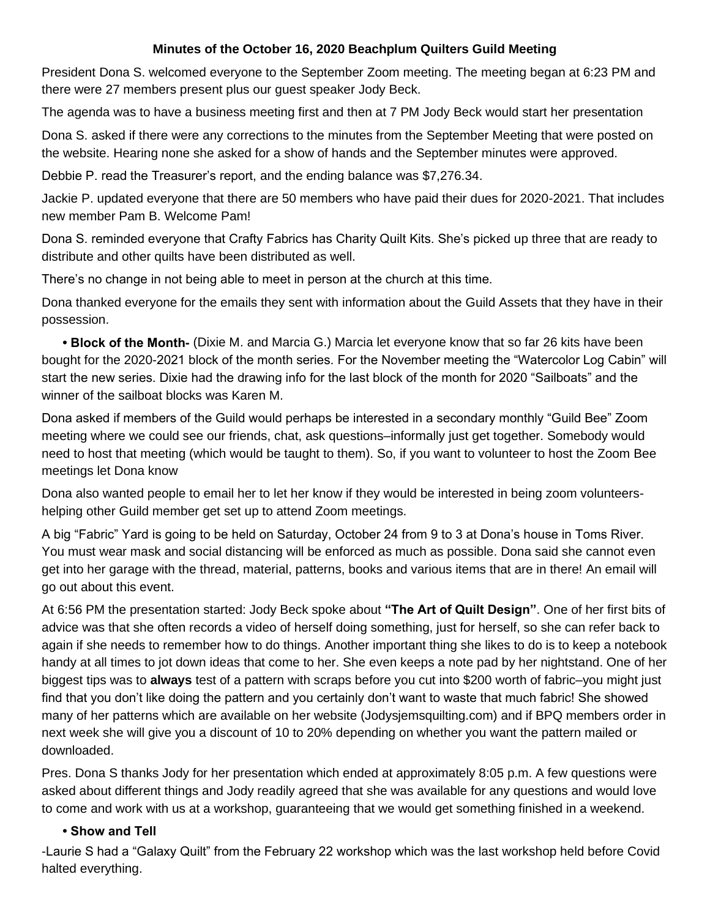**Minutes of the October 16, 2020 Beachplum Quilters Guild Meeting**

President Dona S. welcomed everyone to the September Zoom meeting. The meeting began at 6:23 PM and there were 27 members present plus our guest speaker Jody Beck.

The agenda was to have a business meeting first and then at 7 PM Jody Beck would start her presentation

Dona S. asked if there were any corrections to the minutes from the September Meeting that were posted on the website. Hearing none she asked for a show of hands and the September minutes were approved.

Debbie P. read the Treasurer's report, and the ending balance was $7,276.34.

Jackie P. updated everyone that there are 50 members who have paid their dues for 2020-2021. That includes new member Pam B. Welcome Pam!

Dona S. reminded everyone that Crafty Fabrics has Charity Quilt Kits. She's picked up three that are ready to distribute and other quilts have been distributed as well.

There's no change in not being able to meet in person at the church at this time.

Dona thanked everyone for the emails they sent with information about the Guild Assets that they have in their possession.

- **Block of the Month-** (Dixie M. and Marcia G.) Marcia let everyone know that so far 26 kits have been bought for the 2020-2021 block of the month series. For the November meeting the "Watercolor Log Cabin" will start the new series. Dixie had the drawing info for the last block of the month for 2020 "Sailboats" and the winner of the sailboat blocks was Karen M.

Dona asked if members of the Guild would perhaps be interested in a secondary monthly "Guild Bee" Zoom meeting where we could see our friends, chat, ask questions–informally just get together. Somebody would need to host that meeting (which would be taught to them). So, if you want to volunteer to host the Zoom Bee meetings let Dona know

Dona also wanted people to email her to let her know if they would be interested in being zoom volunteers-helping other Guild member get set up to attend Zoom meetings.

A big "Fabric" Yard is going to be held on Saturday, October 24 from 9 to 3 at Dona's house in Toms River. You must wear mask and social distancing will be enforced as much as possible. Dona said she cannot even get into her garage with the thread, material, patterns, books and various items that are in there! An email will go out about this event.

At 6:56 PM the presentation started: Jody Beck spoke about **"The Art of Quilt Design"**. One of her first bits of advice was that she often records a video of herself doing something, just for herself, so she can refer back to again if she needs to remember how to do things. Another important thing she likes to do is to keep a notebook handy at all times to jot down ideas that come to her. She even keeps a note pad by her nightstand. One of her biggest tips was to **always** test of a pattern with scraps before you cut into $200 worth of fabric–you might just find that you don't like doing the pattern and you certainly don't want to waste that much fabric! She showed many of her patterns which are available on her website (Jodysjemsquilting.com) and if BPQ members order in next week she will give you a discount of 10 to 20% depending on whether you want the pattern mailed or downloaded.

Pres. Dona S thanks Jody for her presentation which ended at approximately 8:05 p.m. A few questions were asked about different things and Jody readily agreed that she was available for any questions and would love to come and work with us at a workshop, guaranteeing that we would get something finished in a weekend.

- **Show and Tell**

-Laurie S had a "Galaxy Quilt" from the February 22 workshop which was the last workshop held before Covid halted everything.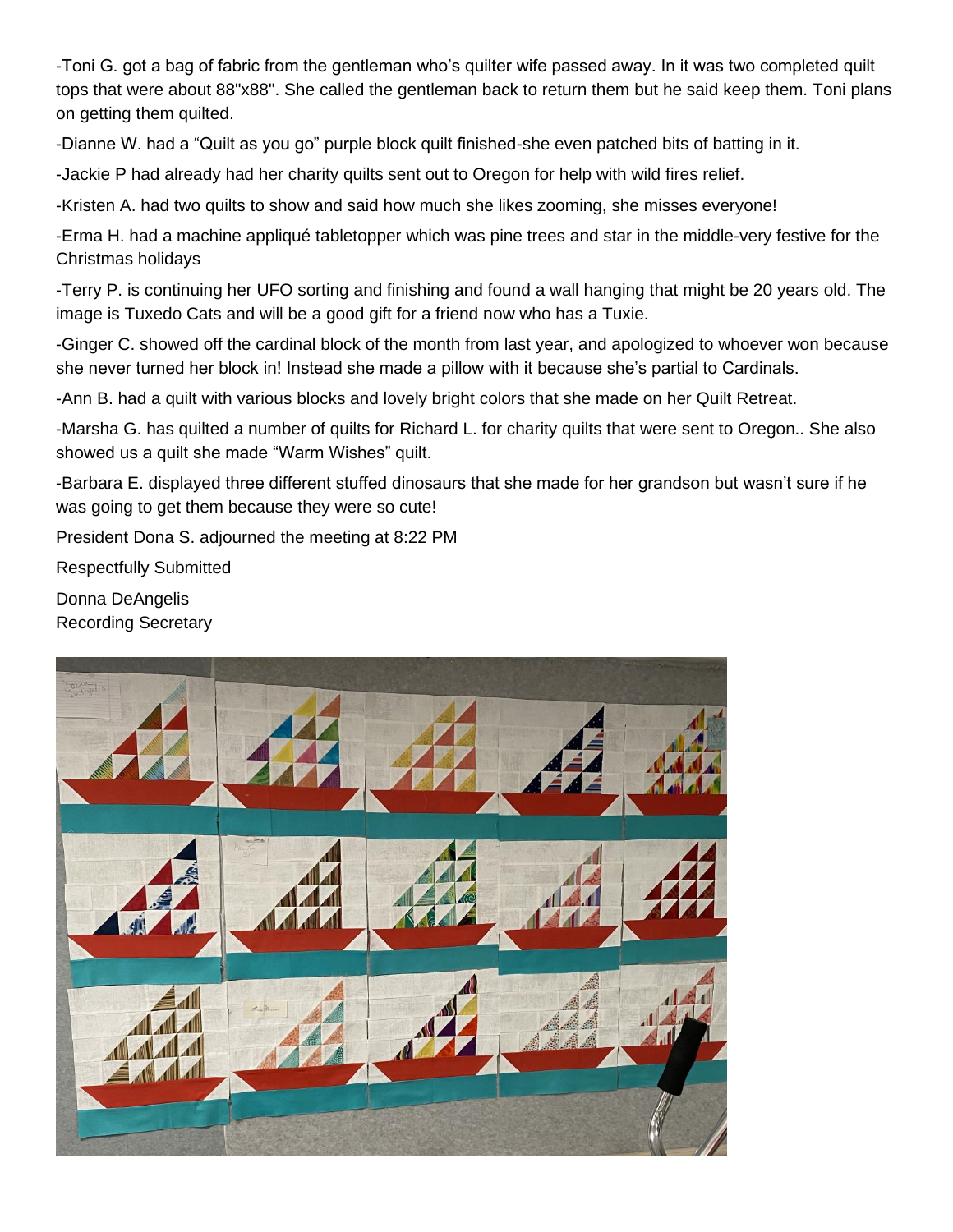-Toni G. got a bag of fabric from the gentleman who's quilter wife passed away. In it was two completed quilt tops that were about 88"x88". She called the gentleman back to return them but he said keep them. Toni plans on getting them quilted.

-Dianne W. had a "Quilt as you go" purple block quilt finished-she even patched bits of batting in it.

-Jackie P had already had her charity quilts sent out to Oregon for help with wild fires relief.

-Kristen A. had two quilts to show and said how much she likes zooming, she misses everyone!

-Erma H. had a machine appliqué tabletopper which was pine trees and star in the middle-very festive for the Christmas holidays

-Terry P. is continuing her UFO sorting and finishing and found a wall hanging that might be 20 years old. The image is Tuxedo Cats and will be a good gift for a friend now who has a Tuxie.

-Ginger C. showed off the cardinal block of the month from last year, and apologized to whoever won because she never turned her block in! Instead she made a pillow with it because she's partial to Cardinals.

-Ann B. had a quilt with various blocks and lovely bright colors that she made on her Quilt Retreat.

-Marsha G. has quilted a number of quilts for Richard L. for charity quilts that were sent to Oregon.. She also showed us a quilt she made "Warm Wishes" quilt.

-Barbara E. displayed three different stuffed dinosaurs that she made for her grandson but wasn't sure if he was going to get them because they were so cute!

President Dona S. adjourned the meeting at 8:22 PM

Respectfully Submitted

Donna DeAngelis
Recording Secretary